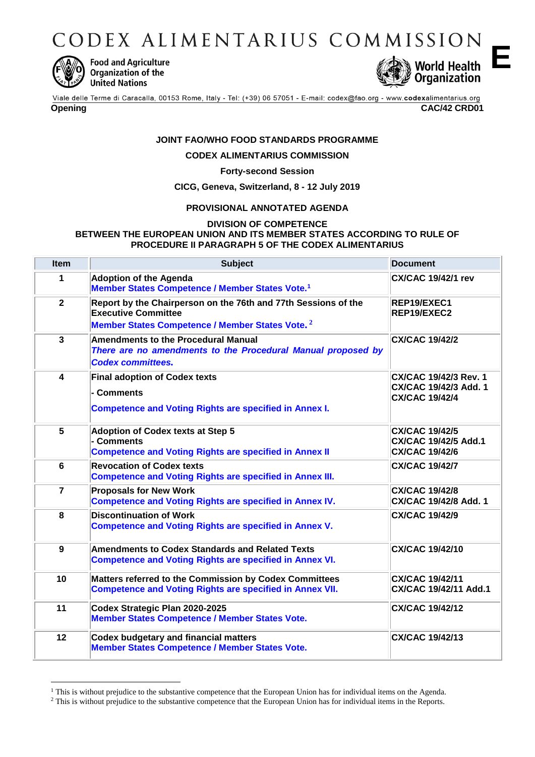# CODEX ALIMENTARIUS COMMISSION

Food and Agriculture Organization of the United Nations

World Health Organization

**E**

Viale delle Terme di Caracalla, 00153 Rome, Italy - Tel: (+39) 06 57051 - E-mail: codex@fao.org - www.codexalimentarius.org

**Opening** **CAC/42 CRD01**

**JOINT FAO/WHO FOOD STANDARDS PROGRAMME**

**CODEX ALIMENTARIUS COMMISSION**

**Forty-second Session**

**CICG, Geneva, Switzerland, 8 - 12 July 2019**

**PROVISIONAL ANNOTATED AGENDA**

**DIVISION OF COMPETENCE**
**BETWEEN THE EUROPEAN UNION AND ITS MEMBER STATES ACCORDING TO RULE OF PROCEDURE II PARAGRAPH 5 OF THE CODEX ALIMENTARIUS**

| Item | Subject | Document |
|---|---|---|
| 1 | **Adoption of the Agenda**<br>**Member States Competence / Member States Vote.**[1] | **CX/CAC 19/42/1 rev** |
| 2 | **Report by the Chairperson on the 76th and 77th Sessions of the Executive Committee**<br>**Member States Competence / Member States Vote.** [2] | **REP19/EXEC1**<br>**REP19/EXEC2** |
| 3 | **Amendments to the Procedural Manual**<br>***There are no amendments to the Procedural Manual proposed by Codex committees.*** | **CX/CAC 19/42/2** |
| 4 | **Final adoption of Codex texts**<br>**- Comments**<br>**Competence and Voting Rights are specified in Annex I.** | **CX/CAC 19/42/3 Rev. 1**<br>**CX/CAC 19/42/3 Add. 1**<br>**CX/CAC 19/42/4** |
| 5 | **Adoption of Codex texts at Step 5**<br>**- Comments**<br>**Competence and Voting Rights are specified in Annex II** | **CX/CAC 19/42/5**<br>**CX/CAC 19/42/5 Add.1**<br>**CX/CAC 19/42/6** |
| 6 | **Revocation of Codex texts**<br>**Competence and Voting Rights are specified in Annex III.** | **CX/CAC 19/42/7** |
| 7 | **Proposals for New Work**<br>**Competence and Voting Rights are specified in Annex IV.** | **CX/CAC 19/42/8**<br>**CX/CAC 19/42/8 Add. 1** |
| 8 | **Discontinuation of Work**<br>**Competence and Voting Rights are specified in Annex V.** | **CX/CAC 19/42/9** |
| 9 | **Amendments to Codex Standards and Related Texts**<br>**Competence and Voting Rights are specified in Annex VI.** | **CX/CAC 19/42/10** |
| 10 | **Matters referred to the Commission by Codex Committees**<br>**Competence and Voting Rights are specified in Annex VII.** | **CX/CAC 19/42/11**<br>**CX/CAC 19/42/11 Add.1** |
| 11 | **Codex Strategic Plan 2020-2025**<br>**Member States Competence / Member States Vote.** | **CX/CAC 19/42/12** |
| 12 | **Codex budgetary and financial matters**<br>**Member States Competence / Member States Vote.** | **CX/CAC 19/42/13** |

[1] This is without prejudice to the substantive competence that the European Union has for individual items on the Agenda.
[2] This is without prejudice to the substantive competence that the European Union has for individual items in the Reports.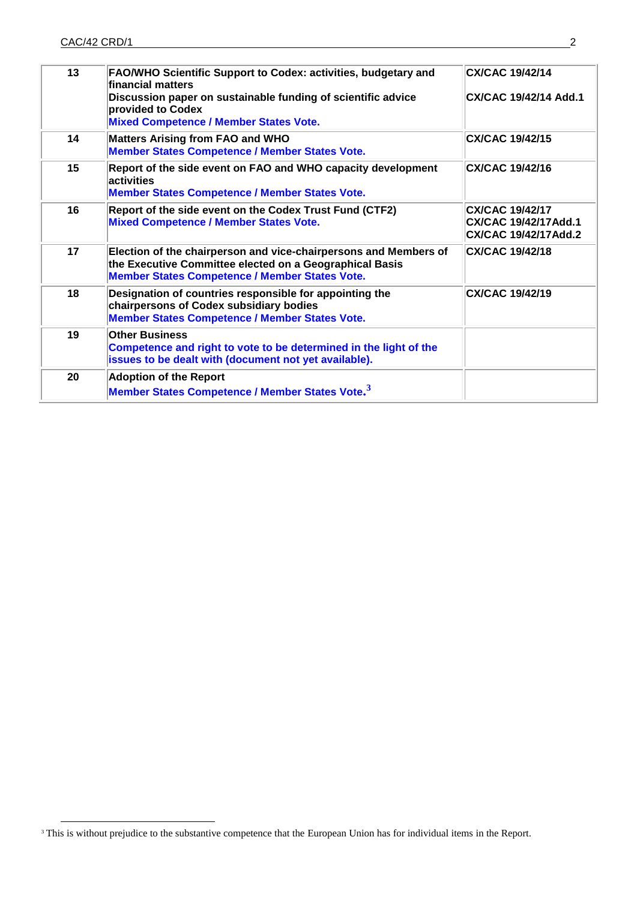| | | |
|---|---|---|
| 13 | **FAO/WHO Scientific Support to Codex: activities, budgetary and financial matters**<br>**Discussion paper on sustainable funding of scientific advice provided to Codex**<br>**Mixed Competence / Member States Vote.** | **CX/CAC 19/42/14**<br>**CX/CAC 19/42/14 Add.1** |
| 14 | **Matters Arising from FAO and WHO**<br>**Member States Competence / Member States Vote.** | **CX/CAC 19/42/15** |
| 15 | **Report of the side event on FAO and WHO capacity development activities**<br>**Member States Competence / Member States Vote.** | **CX/CAC 19/42/16** |
| 16 | **Report of the side event on the Codex Trust Fund (CTF2)**<br>**Mixed Competence / Member States Vote.** | **CX/CAC 19/42/17**<br>**CX/CAC 19/42/17Add.1**<br>**CX/CAC 19/42/17Add.2** |
| 17 | **Election of the chairperson and vice-chairpersons and Members of the Executive Committee elected on a Geographical Basis**<br>**Member States Competence / Member States Vote.** | **CX/CAC 19/42/18** |
| 18 | **Designation of countries responsible for appointing the chairpersons of Codex subsidiary bodies**<br>**Member States Competence / Member States Vote.** | **CX/CAC 19/42/19** |
| 19 | **Other Business**<br>**Competence and right to vote to be determined in the light of the issues to be dealt with (document not yet available).** | |
| 20 | **Adoption of the Report**<br>**Member States Competence / Member States Vote.**[3] | |

[3] This is without prejudice to the substantive competence that the European Union has for individual items in the Report.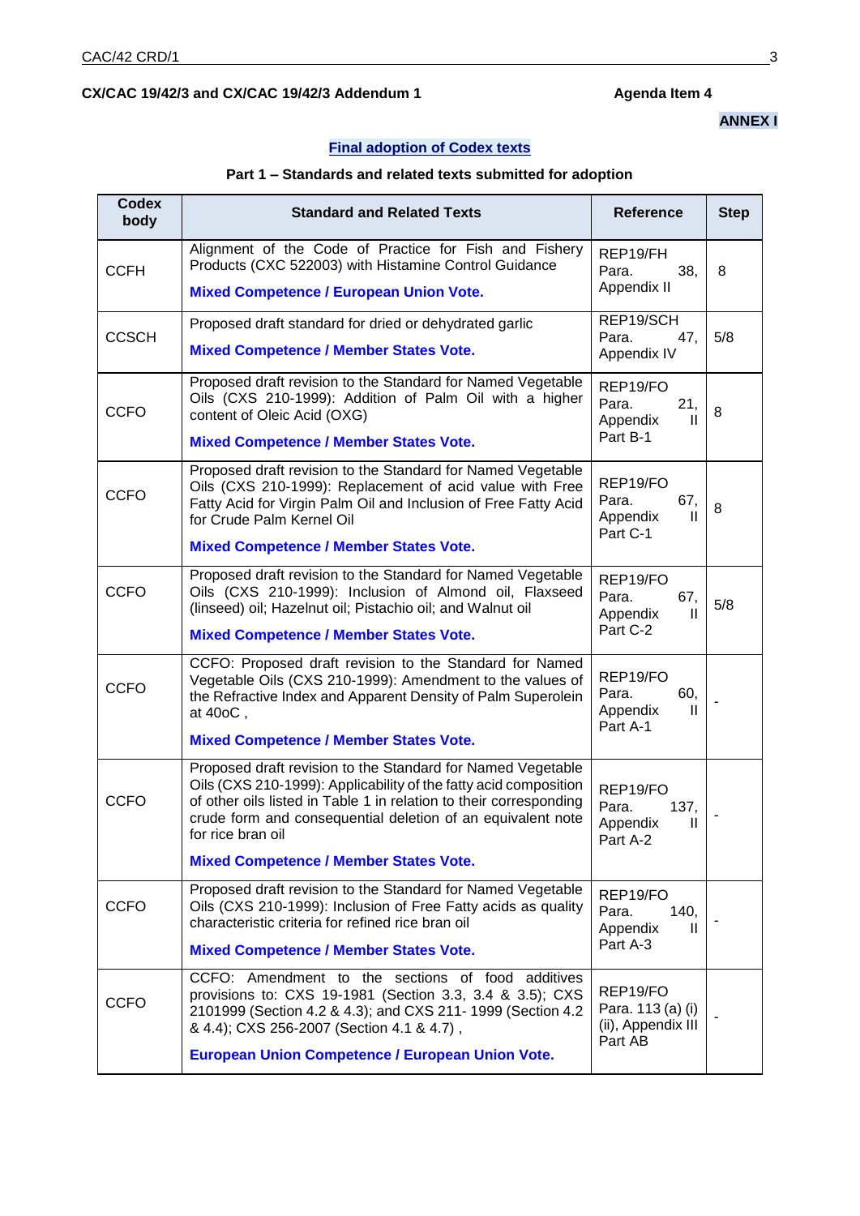**CX/CAC 19/42/3 and CX/CAC 19/42/3 Addendum 1** **Agenda Item 4**

**ANNEX I**

**Final adoption of Codex texts**

**Part 1 – Standards and related texts submitted for adoption**

| Codex body | Standard and Related Texts | Reference | Step |
|---|---|---|---|
| CCFH | Alignment of the Code of Practice for Fish and Fishery Products (CXC 522003) with Histamine Control Guidance<br>**Mixed Competence / European Union Vote.** | REP19/FH Para. 38, Appendix II | 8 |
| CCSCH | Proposed draft standard for dried or dehydrated garlic<br>**Mixed Competence / Member States Vote.** | REP19/SCH Para. 47, Appendix IV | 5/8 |
| CCFO | Proposed draft revision to the Standard for Named Vegetable Oils (CXS 210-1999): Addition of Palm Oil with a higher content of Oleic Acid (OXG)<br>**Mixed Competence / Member States Vote.** | REP19/FO Para. 21, Appendix II Part B-1 | 8 |
| CCFO | Proposed draft revision to the Standard for Named Vegetable Oils (CXS 210-1999): Replacement of acid value with Free Fatty Acid for Virgin Palm Oil and Inclusion of Free Fatty Acid for Crude Palm Kernel Oil<br>**Mixed Competence / Member States Vote.** | REP19/FO Para. 67, Appendix II Part C-1 | 8 |
| CCFO | Proposed draft revision to the Standard for Named Vegetable Oils (CXS 210-1999): Inclusion of Almond oil, Flaxseed (linseed) oil; Hazelnut oil; Pistachio oil; and Walnut oil<br>**Mixed Competence / Member States Vote.** | REP19/FO Para. 67, Appendix II Part C-2 | 5/8 |
| CCFO | CCFO: Proposed draft revision to the Standard for Named Vegetable Oils (CXS 210-1999): Amendment to the values of the Refractive Index and Apparent Density of Palm Superolein at 40oC ,<br>**Mixed Competence / Member States Vote.** | REP19/FO Para. 60, Appendix II Part A-1 | - |
| CCFO | Proposed draft revision to the Standard for Named Vegetable Oils (CXS 210-1999): Applicability of the fatty acid composition of other oils listed in Table 1 in relation to their corresponding crude form and consequential deletion of an equivalent note for rice bran oil<br>**Mixed Competence / Member States Vote.** | REP19/FO Para. 137, Appendix II Part A-2 | - |
| CCFO | Proposed draft revision to the Standard for Named Vegetable Oils (CXS 210-1999): Inclusion of Free Fatty acids as quality characteristic criteria for refined rice bran oil<br>**Mixed Competence / Member States Vote.** | REP19/FO Para. 140, Appendix II Part A-3 | - |
| CCFO | CCFO: Amendment to the sections of food additives provisions to: CXS 19-1981 (Section 3.3, 3.4 & 3.5); CXS 2101999 (Section 4.2 & 4.3); and CXS 211- 1999 (Section 4.2 & 4.4); CXS 256-2007 (Section 4.1 & 4.7) ,<br>**European Union Competence / European Union Vote.** | REP19/FO Para. 113 (a) (i) (ii), Appendix III Part AB | - |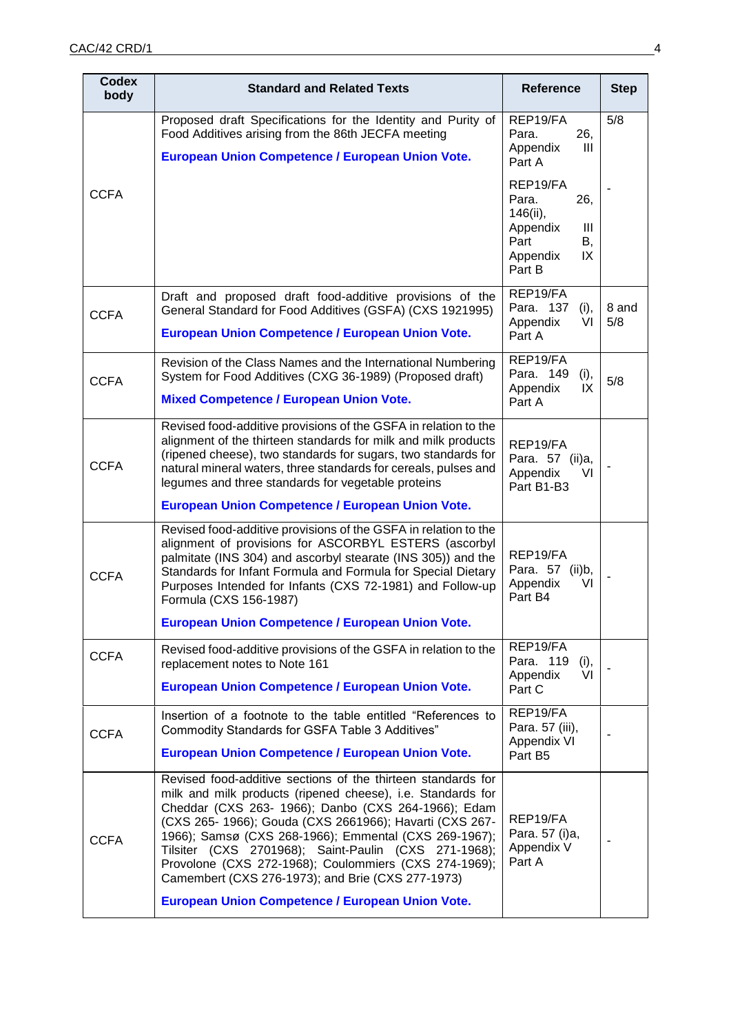| Codex body | Standard and Related Texts | Reference | Step |
|---|---|---|---|
| CCFA | Proposed draft Specifications for the Identity and Purity of Food Additives arising from the 86th JECFA meeting<br>**European Union Competence / European Union Vote.** | REP19/FA Para. 26, Appendix III Part A<br><br>REP19/FA Para. 26, 146(ii), Appendix III Part B, Appendix IX Part B | 5/8<br><br>- |
| CCFA | Draft and proposed draft food-additive provisions of the General Standard for Food Additives (GSFA) (CXS 1921995)<br>**European Union Competence / European Union Vote.** | REP19/FA Para. 137 (i), Appendix VI Part A | 8 and 5/8 |
| CCFA | Revision of the Class Names and the International Numbering System for Food Additives (CXG 36-1989) (Proposed draft)<br>**Mixed Competence / European Union Vote.** | REP19/FA Para. 149 (i), Appendix IX Part A | 5/8 |
| CCFA | Revised food-additive provisions of the GSFA in relation to the alignment of the thirteen standards for milk and milk products (ripened cheese), two standards for sugars, two standards for natural mineral waters, three standards for cereals, pulses and legumes and three standards for vegetable proteins<br>**European Union Competence / European Union Vote.** | REP19/FA Para. 57 (ii)a, Appendix VI Part B1-B3 | - |
| CCFA | Revised food-additive provisions of the GSFA in relation to the alignment of provisions for ASCORBYL ESTERS (ascorbyl palmitate (INS 304) and ascorbyl stearate (INS 305)) and the Standards for Infant Formula and Formula for Special Dietary Purposes Intended for Infants (CXS 72-1981) and Follow-up Formula (CXS 156-1987)<br>**European Union Competence / European Union Vote.** | REP19/FA Para. 57 (ii)b, Appendix VI Part B4 | - |
| CCFA | Revised food-additive provisions of the GSFA in relation to the replacement notes to Note 161<br>**European Union Competence / European Union Vote.** | REP19/FA Para. 119 (i), Appendix VI Part C | - |
| CCFA | Insertion of a footnote to the table entitled "References to Commodity Standards for GSFA Table 3 Additives"<br>**European Union Competence / European Union Vote.** | REP19/FA Para. 57 (iii), Appendix VI Part B5 | - |
| CCFA | Revised food-additive sections of the thirteen standards for milk and milk products (ripened cheese), i.e. Standards for Cheddar (CXS 263- 1966); Danbo (CXS 264-1966); Edam (CXS 265- 1966); Gouda (CXS 2661966); Havarti (CXS 267-1966); Samsø (CXS 268-1966); Emmental (CXS 269-1967); Tilsiter (CXS 2701968); Saint-Paulin (CXS 271-1968); Provolone (CXS 272-1968); Coulommiers (CXS 274-1969); Camembert (CXS 276-1973); and Brie (CXS 277-1973)<br>**European Union Competence / European Union Vote.** | REP19/FA Para. 57 (i)a, Appendix V Part A | - |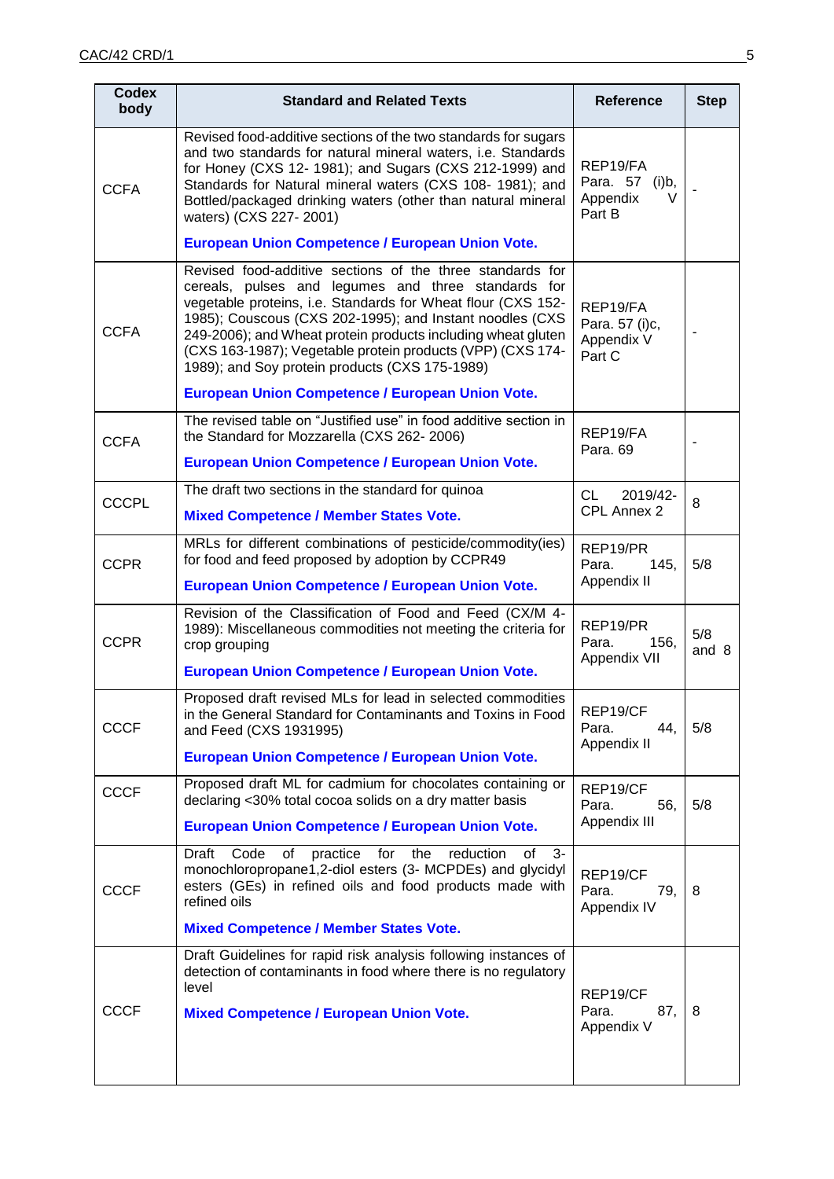| Codex body | Standard and Related Texts | Reference | Step |
|---|---|---|---|
| CCFA | Revised food-additive sections of the two standards for sugars and two standards for natural mineral waters, i.e. Standards for Honey (CXS 12- 1981); and Sugars (CXS 212-1999) and Standards for Natural mineral waters (CXS 108- 1981); and Bottled/packaged drinking waters (other than natural mineral waters) (CXS 227- 2001)<br><br>**European Union Competence / European Union Vote.** | REP19/FA Para. 57 (i)b, Appendix V Part B | - |
| CCFA | Revised food-additive sections of the three standards for cereals, pulses and legumes and three standards for vegetable proteins, i.e. Standards for Wheat flour (CXS 152-1985); Couscous (CXS 202-1995); and Instant noodles (CXS 249-2006); and Wheat protein products including wheat gluten (CXS 163-1987); Vegetable protein products (VPP) (CXS 174-1989); and Soy protein products (CXS 175-1989)<br><br>**European Union Competence / European Union Vote.** | REP19/FA Para. 57 (i)c, Appendix V Part C | - |
| CCFA | The revised table on "Justified use" in food additive section in the Standard for Mozzarella (CXS 262- 2006)<br><br>**European Union Competence / European Union Vote.** | REP19/FA Para. 69 | - |
| CCCPL | The draft two sections in the standard for quinoa<br><br>**Mixed Competence / Member States Vote.** | CL 2019/42-CPL Annex 2 | 8 |
| CCPR | MRLs for different combinations of pesticide/commodity(ies) for food and feed proposed by adoption by CCPR49<br><br>**European Union Competence / European Union Vote.** | REP19/PR Para. 145, Appendix II | 5/8 |
| CCPR | Revision of the Classification of Food and Feed (CX/M 4-1989): Miscellaneous commodities not meeting the criteria for crop grouping<br><br>**European Union Competence / European Union Vote.** | REP19/PR Para. 156, Appendix VII | 5/8 and 8 |
| CCCF | Proposed draft revised MLs for lead in selected commodities in the General Standard for Contaminants and Toxins in Food and Feed (CXS 1931995)<br><br>**European Union Competence / European Union Vote.** | REP19/CF Para. 44, Appendix II | 5/8 |
| CCCF | Proposed draft ML for cadmium for chocolates containing or declaring <30% total cocoa solids on a dry matter basis<br><br>**European Union Competence / European Union Vote.** | REP19/CF Para. 56, Appendix III | 5/8 |
| CCCF | Draft Code of practice for the reduction of 3-monochloropropane1,2-diol esters (3- MCPDEs) and glycidyl esters (GEs) in refined oils and food products made with refined oils<br><br>**Mixed Competence / Member States Vote.** | REP19/CF Para. 79, Appendix IV | 8 |
| CCCF | Draft Guidelines for rapid risk analysis following instances of detection of contaminants in food where there is no regulatory level<br><br>**Mixed Competence / European Union Vote.** | REP19/CF Para. 87, Appendix V | 8 |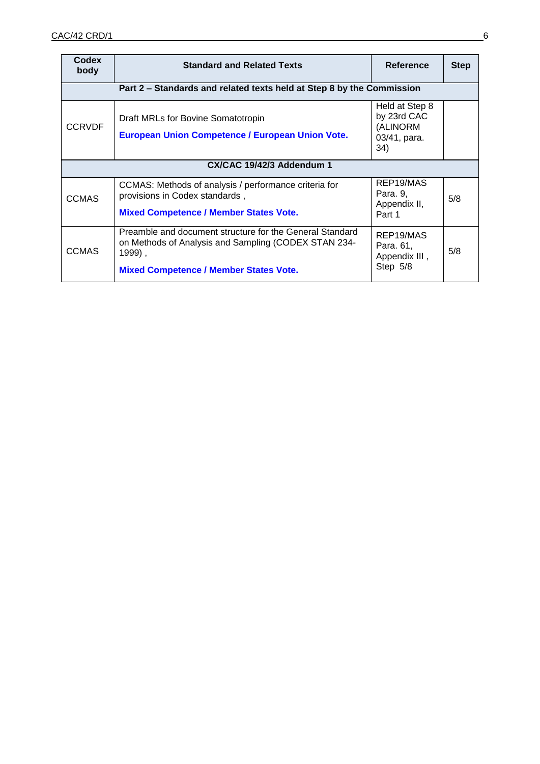| Codex body | Standard and Related Texts | Reference | Step |
|---|---|---|---|
| **Part 2 – Standards and related texts held at Step 8 by the Commission** | | | |
| CCRVDF | Draft MRLs for Bovine Somatotropin<br>**European Union Competence / European Union Vote.** | Held at Step 8 by 23rd CAC (ALINORM 03/41, para. 34) | |
| **CX/CAC 19/42/3 Addendum 1** | | | |
| CCMAS | CCMAS: Methods of analysis / performance criteria for provisions in Codex standards ,<br>**Mixed Competence / Member States Vote.** | REP19/MAS Para. 9, Appendix II, Part 1 | 5/8 |
| CCMAS | Preamble and document structure for the General Standard on Methods of Analysis and Sampling (CODEX STAN 234-1999) ,<br>**Mixed Competence / Member States Vote.** | REP19/MAS Para. 61, Appendix III , Step 5/8 | 5/8 |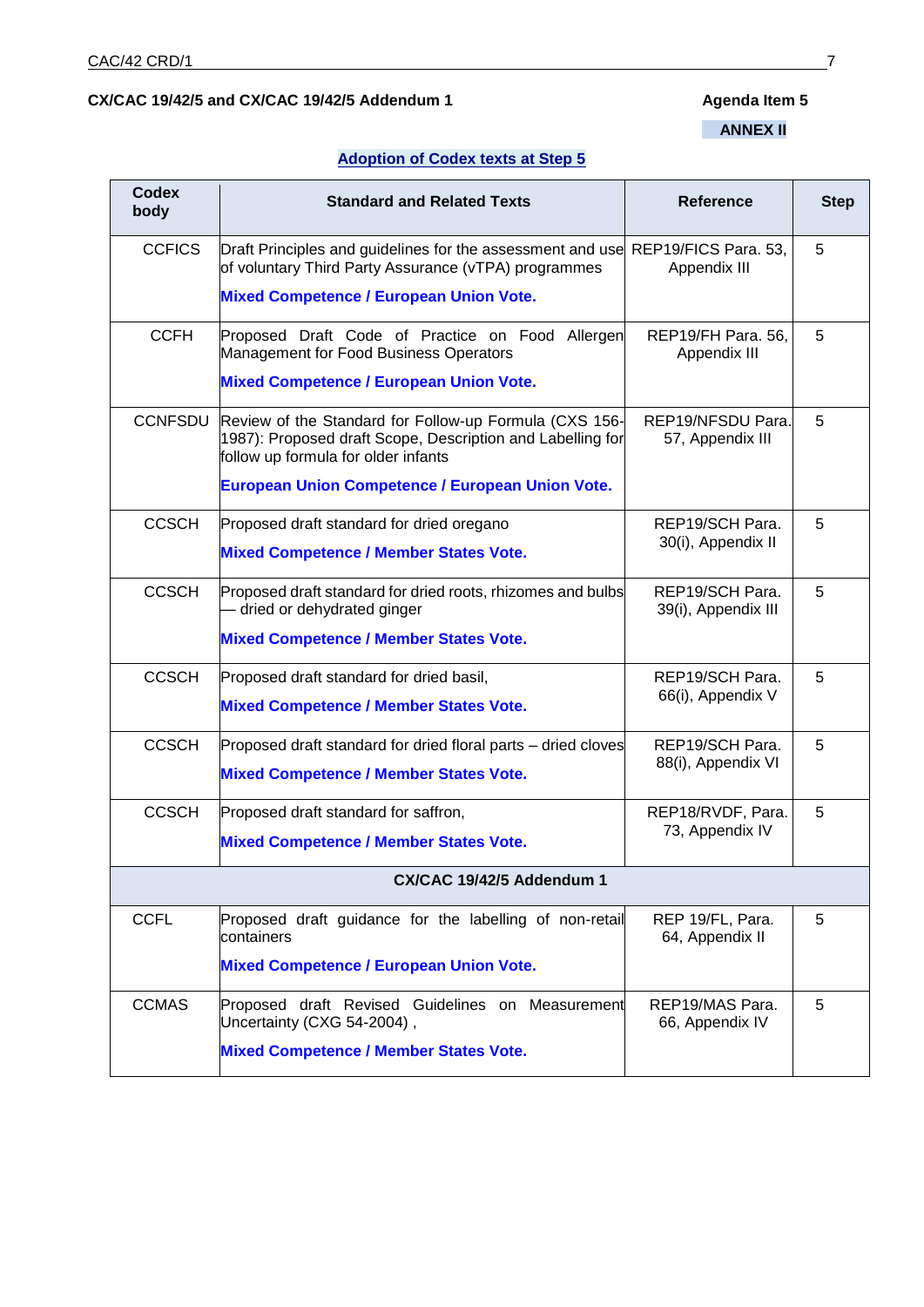**CX/CAC 19/42/5 and CX/CAC 19/42/5 Addendum 1**

**Agenda Item 5**

**ANNEX II**

**Adoption of Codex texts at Step 5**

| Codex body | Standard and Related Texts | Reference | Step |
|---|---|---|---|
| CCFICS | Draft Principles and guidelines for the assessment and use of voluntary Third Party Assurance (vTPA) programmes<br>**Mixed Competence / European Union Vote.** | REP19/FICS Para. 53, Appendix III | 5 |
| CCFH | Proposed Draft Code of Practice on Food Allergen Management for Food Business Operators<br>**Mixed Competence / European Union Vote.** | REP19/FH Para. 56, Appendix III | 5 |
| CCNFSDU | Review of the Standard for Follow-up Formula (CXS 156-1987): Proposed draft Scope, Description and Labelling for follow up formula for older infants<br>**European Union Competence / European Union Vote.** | REP19/NFSDU Para. 57, Appendix III | 5 |
| CCSCH | Proposed draft standard for dried oregano<br>**Mixed Competence / Member States Vote.** | REP19/SCH Para. 30(i), Appendix II | 5 |
| CCSCH | Proposed draft standard for dried roots, rhizomes and bulbs — dried or dehydrated ginger<br>**Mixed Competence / Member States Vote.** | REP19/SCH Para. 39(i), Appendix III | 5 |
| CCSCH | Proposed draft standard for dried basil,<br>**Mixed Competence / Member States Vote.** | REP19/SCH Para. 66(i), Appendix V | 5 |
| CCSCH | Proposed draft standard for dried floral parts – dried cloves<br>**Mixed Competence / Member States Vote.** | REP19/SCH Para. 88(i), Appendix VI | 5 |
| CCSCH | Proposed draft standard for saffron,<br>**Mixed Competence / Member States Vote.** | REP18/RVDF, Para. 73, Appendix IV | 5 |
| **CX/CAC 19/42/5 Addendum 1** | | | |
| CCFL | Proposed draft guidance for the labelling of non-retail containers<br>**Mixed Competence / European Union Vote.** | REP 19/FL, Para. 64, Appendix II | 5 |
| CCMAS | Proposed draft Revised Guidelines on Measurement Uncertainty (CXG 54-2004) ,<br>**Mixed Competence / Member States Vote.** | REP19/MAS Para. 66, Appendix IV | 5 |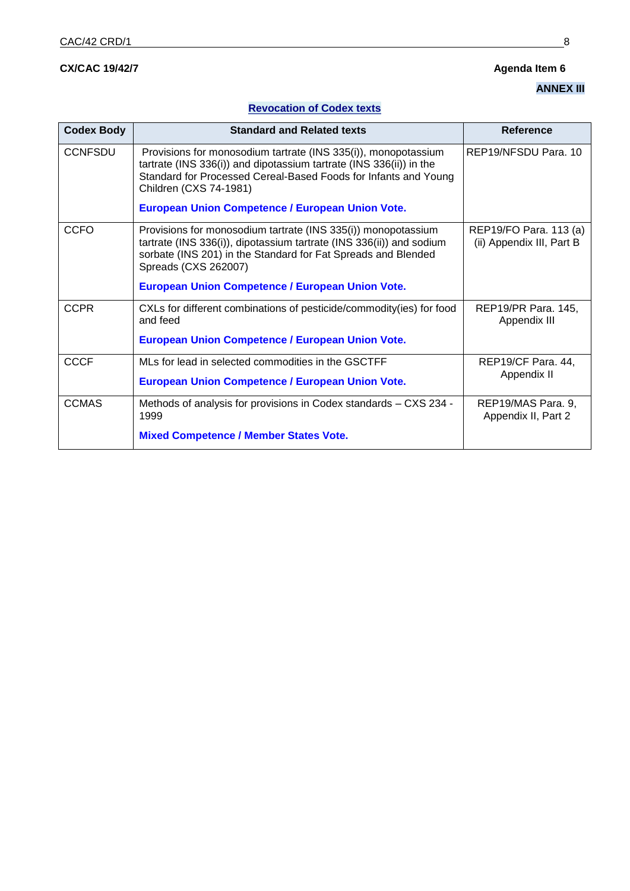**CX/CAC 19/42/7** **Agenda Item 6**

**ANNEX III**

**Revocation of Codex texts**

| Codex Body | Standard and Related texts | Reference |
| --- | --- | --- |
| CCNFSDU | Provisions for monosodium tartrate (INS 335(i)), monopotassium tartrate (INS 336(i)) and dipotassium tartrate (INS 336(ii)) in the Standard for Processed Cereal-Based Foods for Infants and Young Children (CXS 74-1981)<br><br>**European Union Competence / European Union Vote.** | REP19/NFSDU Para. 10 |
| CCFO | Provisions for monosodium tartrate (INS 335(i)) monopotassium tartrate (INS 336(i)), dipotassium tartrate (INS 336(ii)) and sodium sorbate (INS 201) in the Standard for Fat Spreads and Blended Spreads (CXS 262007)<br><br>**European Union Competence / European Union Vote.** | REP19/FO Para. 113 (a) (ii) Appendix III, Part B |
| CCPR | CXLs for different combinations of pesticide/commodity(ies) for food and feed<br><br>**European Union Competence / European Union Vote.** | REP19/PR Para. 145, Appendix III |
| CCCF | MLs for lead in selected commodities in the GSCTFF<br><br>**European Union Competence / European Union Vote.** | REP19/CF Para. 44, Appendix II |
| CCMAS | Methods of analysis for provisions in Codex standards – CXS 234 - 1999<br><br>**Mixed Competence / Member States Vote.** | REP19/MAS Para. 9, Appendix II, Part 2 |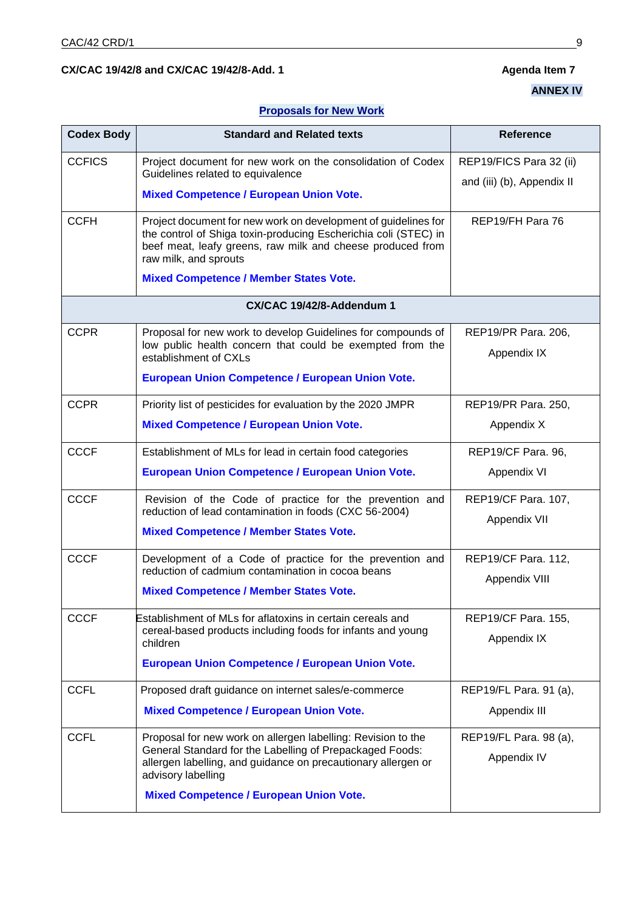**CX/CAC 19/42/8 and CX/CAC 19/42/8-Add. 1** **Agenda Item 7**

**ANNEX IV**

**Proposals for New Work**

| Codex Body | Standard and Related texts | Reference |
|---|---|---|
| CCFICS | Project document for new work on the consolidation of Codex Guidelines related to equivalence<br>**Mixed Competence / European Union Vote.** | REP19/FICS Para 32 (ii) and (iii) (b), Appendix II |
| CCFH | Project document for new work on development of guidelines for the control of Shiga toxin-producing Escherichia coli (STEC) in beef meat, leafy greens, raw milk and cheese produced from raw milk, and sprouts<br>**Mixed Competence / Member States Vote.** | REP19/FH Para 76 |
| **CX/CAC 19/42/8-Addendum 1** | | |
| CCPR | Proposal for new work to develop Guidelines for compounds of low public health concern that could be exempted from the establishment of CXLs<br>**European Union Competence / European Union Vote.** | REP19/PR Para. 206, Appendix IX |
| CCPR | Priority list of pesticides for evaluation by the 2020 JMPR<br>**Mixed Competence / European Union Vote.** | REP19/PR Para. 250, Appendix X |
| CCCF | Establishment of MLs for lead in certain food categories<br>**European Union Competence / European Union Vote.** | REP19/CF Para. 96, Appendix VI |
| CCCF | Revision of the Code of practice for the prevention and reduction of lead contamination in foods (CXC 56-2004)<br>**Mixed Competence / Member States Vote.** | REP19/CF Para. 107, Appendix VII |
| CCCF | Development of a Code of practice for the prevention and reduction of cadmium contamination in cocoa beans<br>**Mixed Competence / Member States Vote.** | REP19/CF Para. 112, Appendix VIII |
| CCCF | Establishment of MLs for aflatoxins in certain cereals and cereal-based products including foods for infants and young children<br>**European Union Competence / European Union Vote.** | REP19/CF Para. 155, Appendix IX |
| CCFL | Proposed draft guidance on internet sales/e-commerce<br>**Mixed Competence / European Union Vote.** | REP19/FL Para. 91 (a), Appendix III |
| CCFL | Proposal for new work on allergen labelling: Revision to the General Standard for the Labelling of Prepackaged Foods: allergen labelling, and guidance on precautionary allergen or advisory labelling<br>**Mixed Competence / European Union Vote.** | REP19/FL Para. 98 (a), Appendix IV |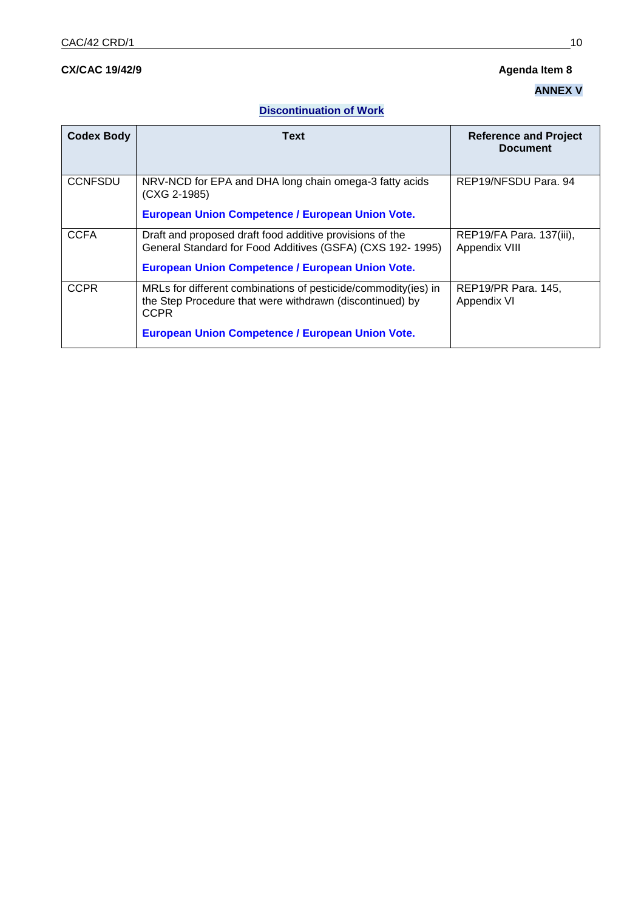**CX/CAC 19/42/9** **Agenda Item 8**

**ANNEX V**

**Discontinuation of Work**

| Codex Body | Text | Reference and Project Document |
|---|---|---|
| CCNFSDU | NRV-NCD for EPA and DHA long chain omega-3 fatty acids (CXG 2-1985)<br><br>**European Union Competence / European Union Vote.** | REP19/NFSDU Para. 94 |
| CCFA | Draft and proposed draft food additive provisions of the General Standard for Food Additives (GSFA) (CXS 192- 1995)<br><br>**European Union Competence / European Union Vote.** | REP19/FA Para. 137(iii), Appendix VIII |
| CCPR | MRLs for different combinations of pesticide/commodity(ies) in the Step Procedure that were withdrawn (discontinued) by CCPR<br><br>**European Union Competence / European Union Vote.** | REP19/PR Para. 145, Appendix VI |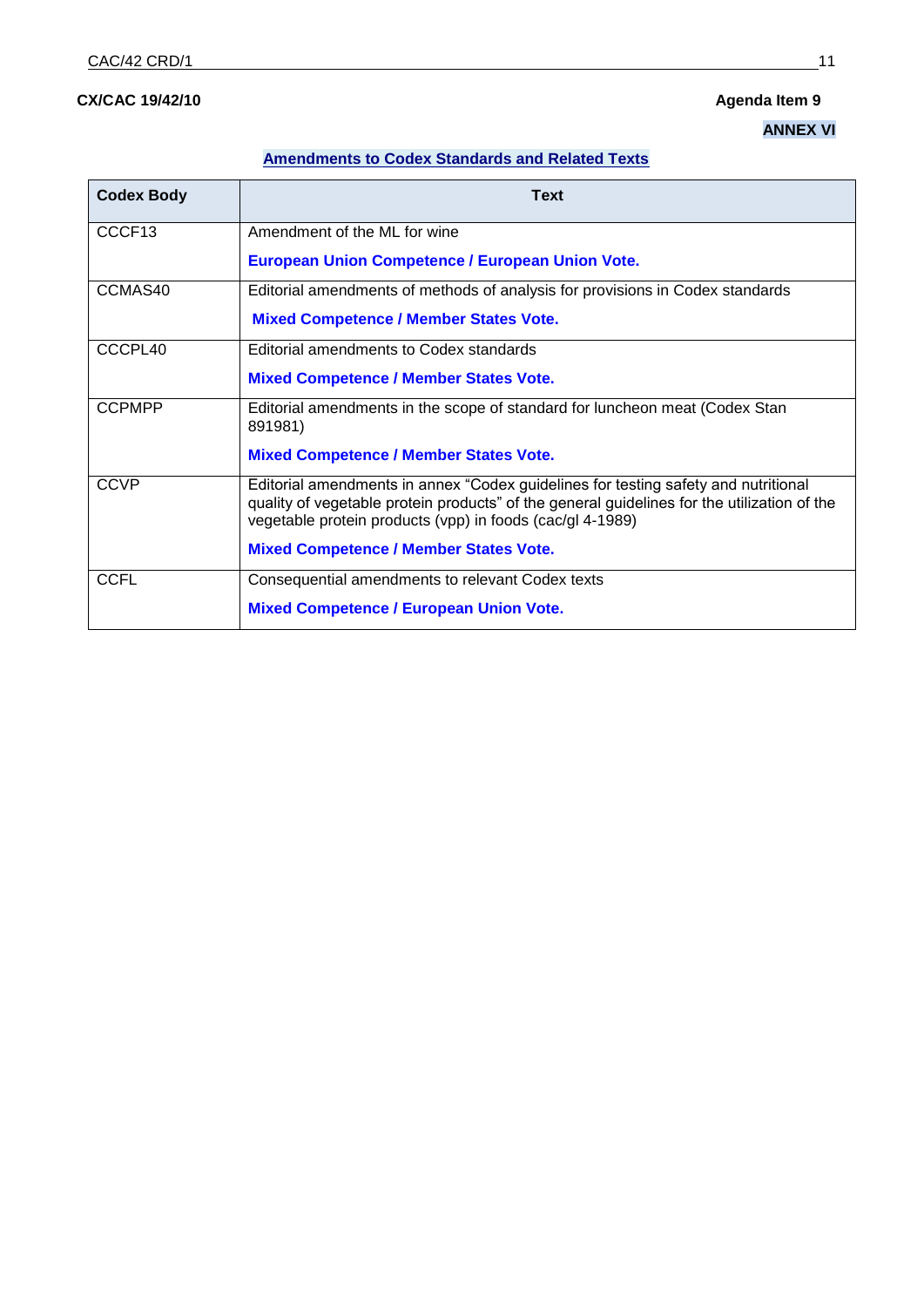**CX/CAC 19/42/10** **Agenda Item 9**

**ANNEX VI**

**Amendments to Codex Standards and Related Texts**

| Codex Body | Text |
|---|---|
| CCCF13 | Amendment of the ML for wine<br><br>**European Union Competence / European Union Vote.** |
| CCMAS40 | Editorial amendments of methods of analysis for provisions in Codex standards<br><br>**Mixed Competence / Member States Vote.** |
| CCCPL40 | Editorial amendments to Codex standards<br><br>**Mixed Competence / Member States Vote.** |
| CCPMPP | Editorial amendments in the scope of standard for luncheon meat (Codex Stan 891981)<br><br>**Mixed Competence / Member States Vote.** |
| CCVP | Editorial amendments in annex "Codex guidelines for testing safety and nutritional quality of vegetable protein products" of the general guidelines for the utilization of the vegetable protein products (vpp) in foods (cac/gl 4-1989)<br><br>**Mixed Competence / Member States Vote.** |
| CCFL | Consequential amendments to relevant Codex texts<br><br>**Mixed Competence / European Union Vote.** |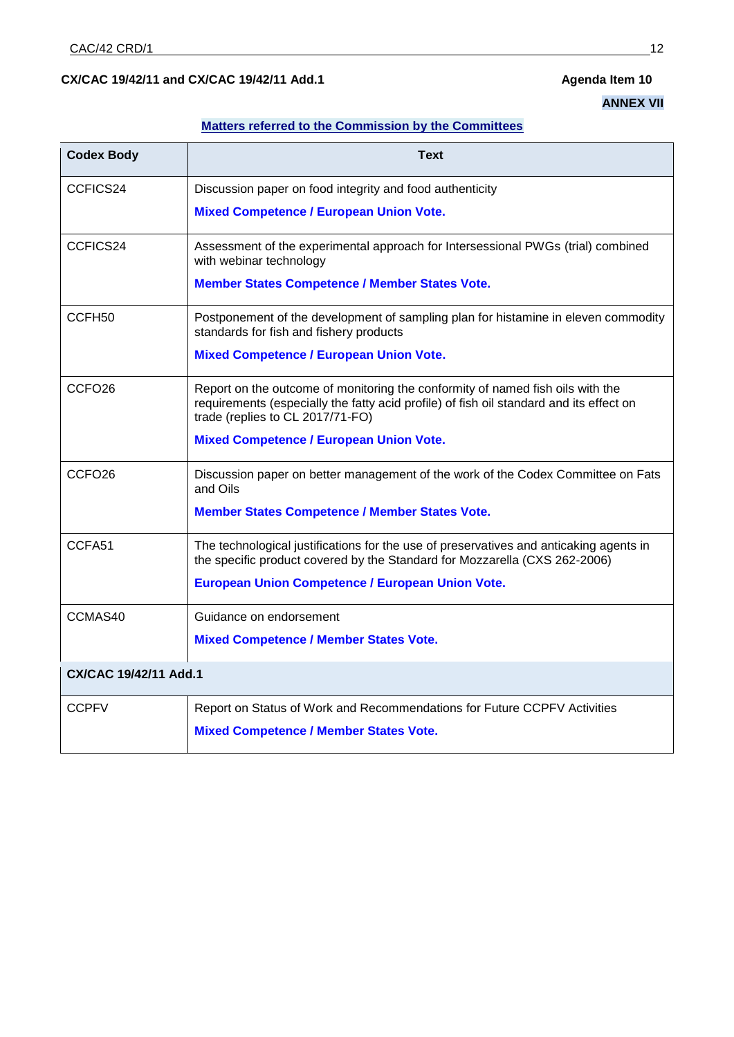**CX/CAC 19/42/11 and CX/CAC 19/42/11 Add.1** **Agenda Item 10**

**ANNEX VII**

**Matters referred to the Commission by the Committees**

| Codex Body | Text |
|---|---|
| CCFICS24 | Discussion paper on food integrity and food authenticity<br><br>**Mixed Competence / European Union Vote.** |
| CCFICS24 | Assessment of the experimental approach for Intersessional PWGs (trial) combined with webinar technology<br><br>**Member States Competence / Member States Vote.** |
| CCFH50 | Postponement of the development of sampling plan for histamine in eleven commodity standards for fish and fishery products<br><br>**Mixed Competence / European Union Vote.** |
| CCFO26 | Report on the outcome of monitoring the conformity of named fish oils with the requirements (especially the fatty acid profile) of fish oil standard and its effect on trade (replies to CL 2017/71-FO)<br><br>**Mixed Competence / European Union Vote.** |
| CCFO26 | Discussion paper on better management of the work of the Codex Committee on Fats and Oils<br><br>**Member States Competence / Member States Vote.** |
| CCFA51 | The technological justifications for the use of preservatives and anticaking agents in the specific product covered by the Standard for Mozzarella (CXS 262-2006)<br><br>**European Union Competence / European Union Vote.** |
| CCMAS40 | Guidance on endorsement<br><br>**Mixed Competence / Member States Vote.** |
| **CX/CAC 19/42/11 Add.1** | |
| CCPFV | Report on Status of Work and Recommendations for Future CCPFV Activities<br><br>**Mixed Competence / Member States Vote.** |